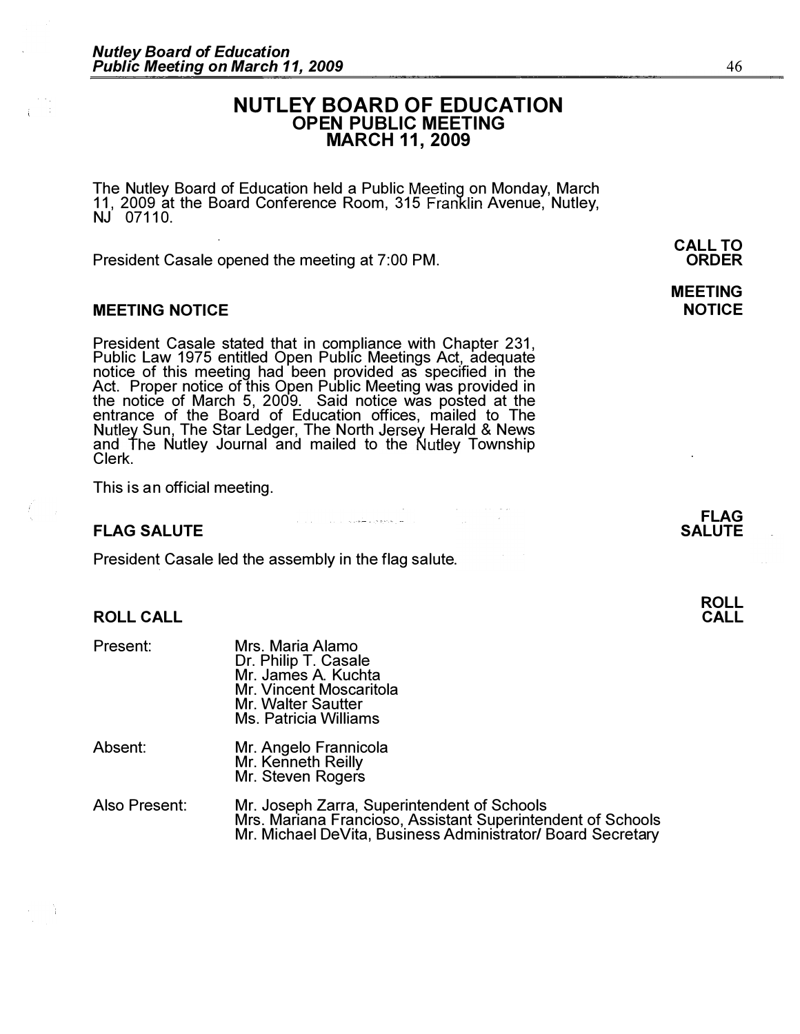# NUTLEY BOARD OF EDUCATION
## OPEN PUBLIC MEETING
## MARCH 11, 2009

The Nutley Board of Education held a Public Meeting on Monday, March 11, 2009 at the Board Conference Room, 315 Franklin Avenue, Nutley, NJ 07110.

**CALL TO ORDER**

President Casale opened the meeting at 7:00 PM.

### MEETING NOTICE

President Casale stated that in compliance with Chapter 231, Public Law 1975 entitled Open Public Meetings Act, adequate notice of this meeting had been provided as specified in the Act. Proper notice of this Open Public Meeting was provided in the notice of March 5, 2009. Said notice was posted at the entrance of the Board of Education offices, mailed to The Nutley Sun, The Star Ledger, The North Jersey Herald & News and The Nutley Journal and mailed to the Nutley Township Clerk.

This is an official meeting.

### FLAG SALUTE

President Casale led the assembly in the flag salute.

### ROLL CALL

Present:
- Mrs. Maria Alamo
- Dr. Philip T. Casale
- Mr. James A. Kuchta
- Mr. Vincent Moscaritola
- Mr. Walter Sautter
- Ms. Patricia Williams

Absent:
- Mr. Angelo Frannicola
- Mr. Kenneth Reilly
- Mr. Steven Rogers

Also Present:
- Mr. Joseph Zarra, Superintendent of Schools
- Mrs. Mariana Francioso, Assistant Superintendent of Schools
- Mr. Michael DeVita, Business Administrator/ Board Secretary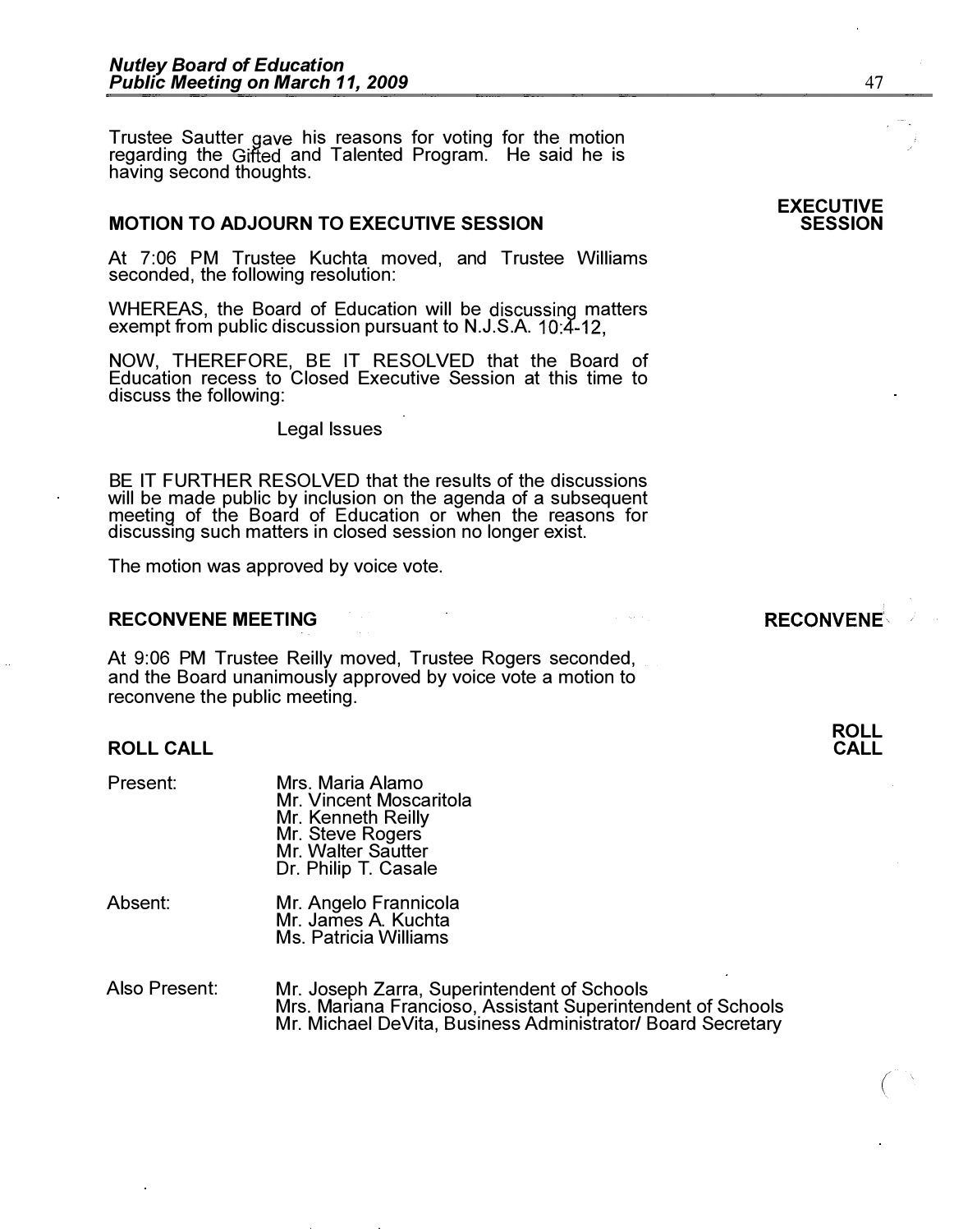Trustee Sautter gave his reasons for voting for the motion regarding the Gifted and Talented Program. He said he is having second thoughts.

**EXECUTIVE SESSION**

## MOTION TO ADJOURN TO EXECUTIVE SESSION

At 7:06 PM Trustee Kuchta moved, and Trustee Williams seconded, the following resolution:

WHEREAS, the Board of Education will be discussing matters exempt from public discussion pursuant to N.J.S.A. 10:4-12,

NOW, THEREFORE, BE IT RESOLVED that the Board of Education recess to Closed Executive Session at this time to discuss the following:

Legal Issues

BE IT FURTHER RESOLVED that the results of the discussions will be made public by inclusion on the agenda of a subsequent meeting of the Board of Education or when the reasons for discussing such matters in closed session no longer exist.

The motion was approved by voice vote.

**RECONVENE**

## RECONVENE MEETING

At 9:06 PM Trustee Reilly moved, Trustee Rogers seconded, and the Board unanimously approved by voice vote a motion to reconvene the public meeting.

**ROLL CALL**

## ROLL CALL

Present:
- Mrs. Maria Alamo
- Mr. Vincent Moscaritola
- Mr. Kenneth Reilly
- Mr. Steve Rogers
- Mr. Walter Sautter
- Dr. Philip T. Casale

Absent:
- Mr. Angelo Frannicola
- Mr. James A. Kuchta
- Ms. Patricia Williams

Also Present:
- Mr. Joseph Zarra, Superintendent of Schools
- Mrs. Mariana Francioso, Assistant Superintendent of Schools
- Mr. Michael DeVita, Business Administrator/ Board Secretary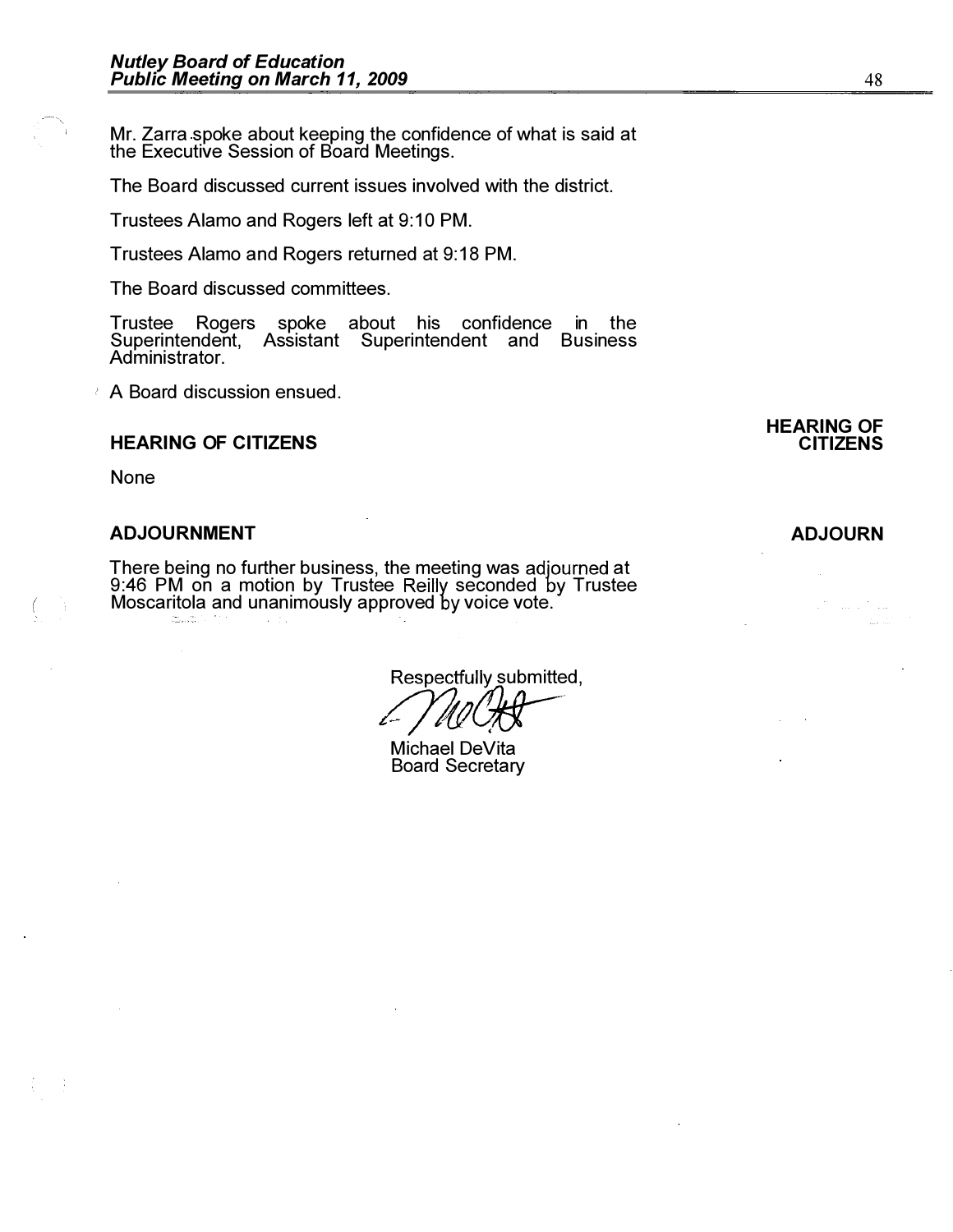Mr. Zarra spoke about keeping the confidence of what is said at the Executive Session of Board Meetings.

The Board discussed current issues involved with the district.

Trustees Alamo and Rogers left at 9:10 PM.

Trustees Alamo and Rogers returned at 9:18 PM.

The Board discussed committees.

Trustee Rogers spoke about his confidence in the Superintendent, Assistant Superintendent and Business Administrator.

A Board discussion ensued.

### HEARING OF CITIZENS

**HEARING OF CITIZENS**

None

### ADJOURNMENT

**ADJOURN**

There being no further business, the meeting was adjourned at 9:46 PM on a motion by Trustee Reilly seconded by Trustee Moscaritola and unanimously approved by voice vote.

Respectfully submitted,

Michael DeVita
Board Secretary